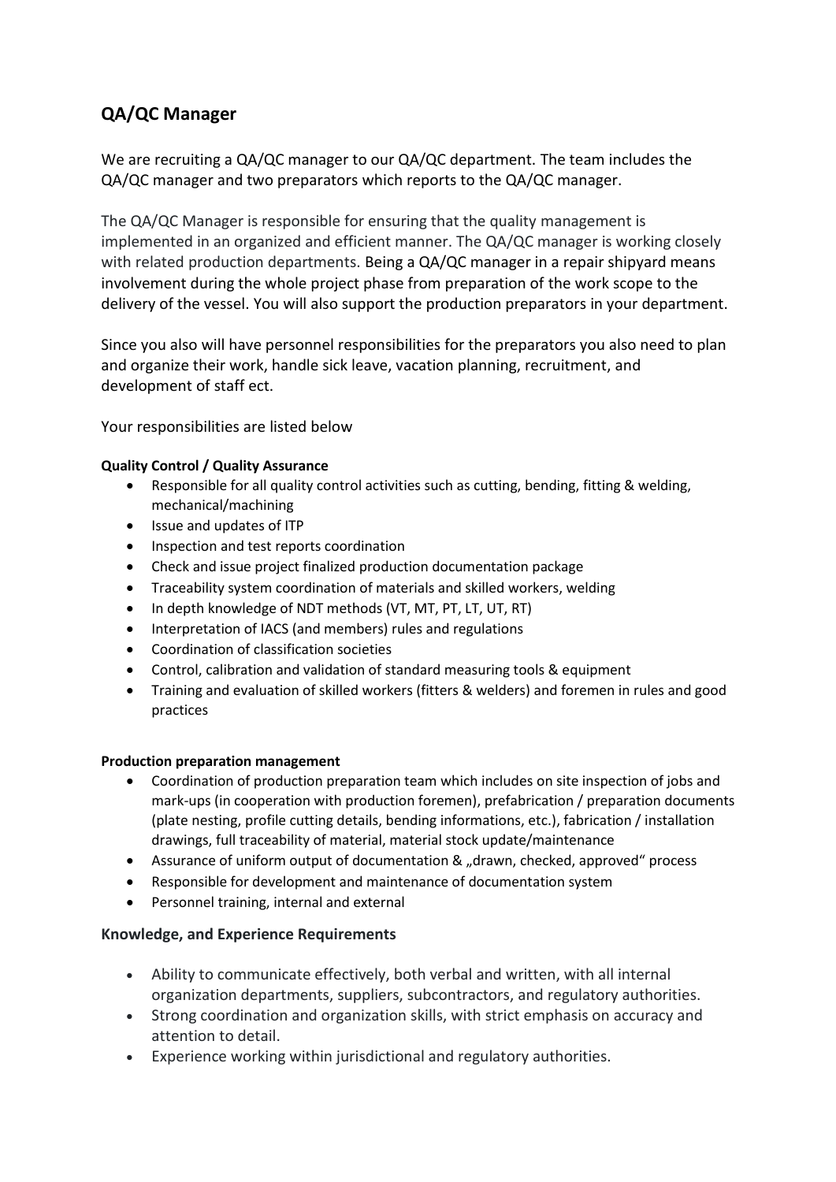# QA/QC Manager

We are recruiting a QA/QC manager to our QA/QC department. The team includes the QA/QC manager and two preparators which reports to the QA/QC manager.

The QA/QC Manager is responsible for ensuring that the quality management is implemented in an organized and efficient manner. The QA/QC manager is working closely with related production departments. Being a QA/QC manager in a repair shipyard means involvement during the whole project phase from preparation of the work scope to the delivery of the vessel. You will also support the production preparators in your department.

Since you also will have personnel responsibilities for the preparators you also need to plan and organize their work, handle sick leave, vacation planning, recruitment, and development of staff ect.

Your responsibilities are listed below

**Quality Control / Quality Assurance**

- Responsible for all quality control activities such as cutting, bending, fitting & welding, mechanical/machining
- Issue and updates of ITP
- Inspection and test reports coordination
- Check and issue project finalized production documentation package
- Traceability system coordination of materials and skilled workers, welding
- In depth knowledge of NDT methods (VT, MT, PT, LT, UT, RT)
- Interpretation of IACS (and members) rules and regulations
- Coordination of classification societies
- Control, calibration and validation of standard measuring tools & equipment
- Training and evaluation of skilled workers (fitters & welders) and foremen in rules and good practices

**Production preparation management**

- Coordination of production preparation team which includes on site inspection of jobs and mark-ups (in cooperation with production foremen), prefabrication / preparation documents (plate nesting, profile cutting details, bending informations, etc.), fabrication / installation drawings, full traceability of material, material stock update/maintenance
- Assurance of uniform output of documentation & „drawn, checked, approved" process
- Responsible for development and maintenance of documentation system
- Personnel training, internal and external

**Knowledge, and Experience Requirements**

- Ability to communicate effectively, both verbal and written, with all internal organization departments, suppliers, subcontractors, and regulatory authorities.
- Strong coordination and organization skills, with strict emphasis on accuracy and attention to detail.
- Experience working within jurisdictional and regulatory authorities.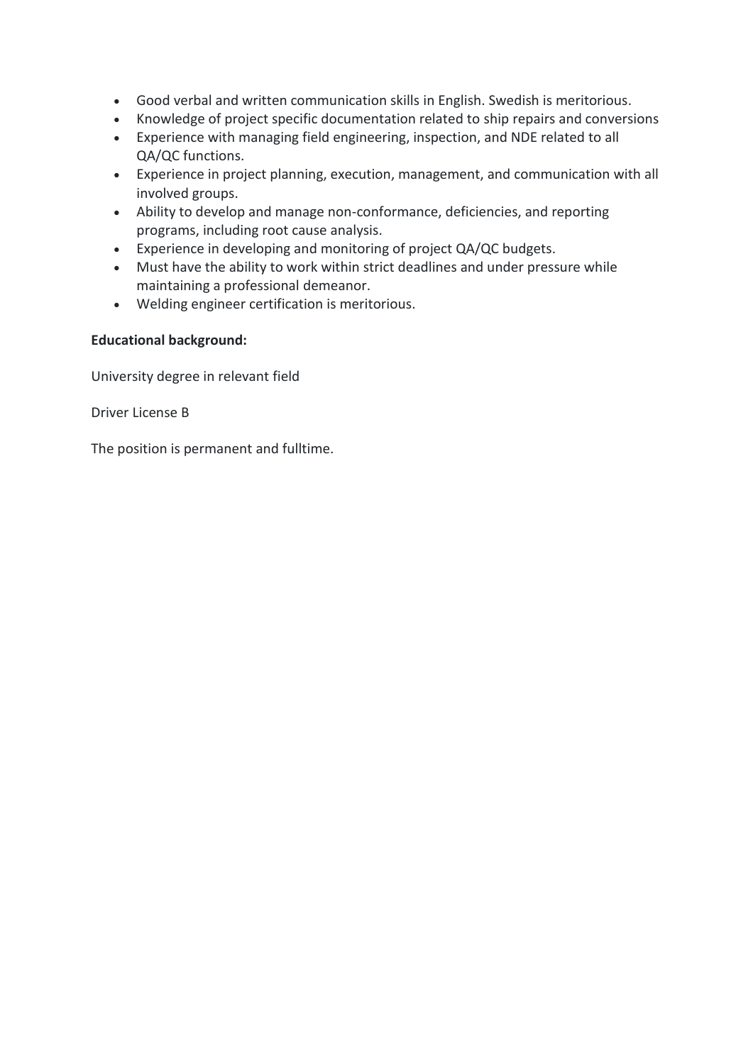- Good verbal and written communication skills in English. Swedish is meritorious.
- Knowledge of project specific documentation related to ship repairs and conversions
- Experience with managing field engineering, inspection, and NDE related to all QA/QC functions.
- Experience in project planning, execution, management, and communication with all involved groups.
- Ability to develop and manage non-conformance, deficiencies, and reporting programs, including root cause analysis.
- Experience in developing and monitoring of project QA/QC budgets.
- Must have the ability to work within strict deadlines and under pressure while maintaining a professional demeanor.
- Welding engineer certification is meritorious.

**Educational background:**

University degree in relevant field

Driver License B

The position is permanent and fulltime.